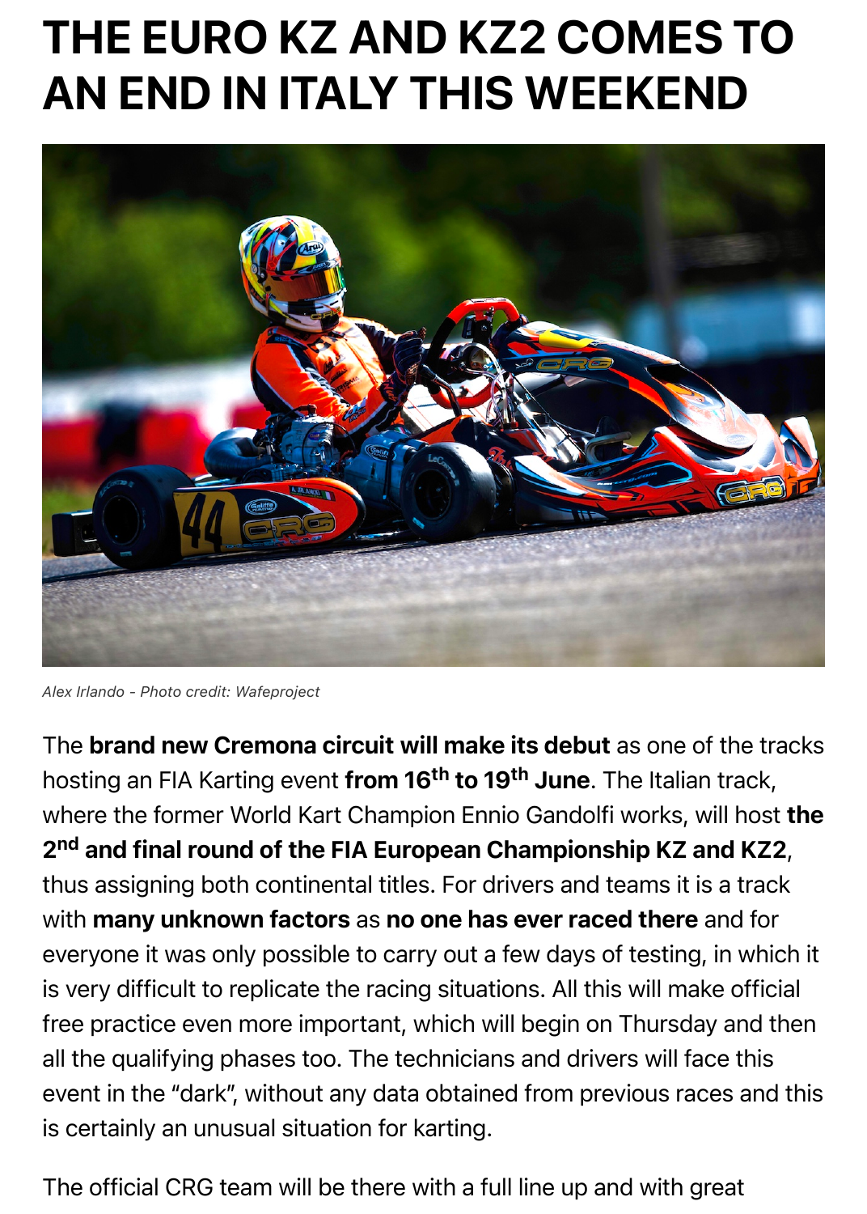# THE EURO KZ AND KZ2 COMES TO AN END IN ITALY THIS WEEKEND

*Alex Irlando - Photo credit: Wafeproject*

The **brand new Cremona circuit will make its debut** as one of the tracks hosting an FIA Karting event **from 16th to 19th June**. The Italian track, where the former World Kart Champion Ennio Gandolfi works, will host **the 2nd and final round of the FIA European Championship KZ and KZ2**, thus assigning both continental titles. For drivers and teams it is a track with **many unknown factors** as **no one has ever raced there** and for everyone it was only possible to carry out a few days of testing, in which it is very difficult to replicate the racing situations. All this will make official free practice even more important, which will begin on Thursday and then all the qualifying phases too. The technicians and drivers will face this event in the "dark", without any data obtained from previous races and this is certainly an unusual situation for karting.

The official CRG team will be there with a full line up and with great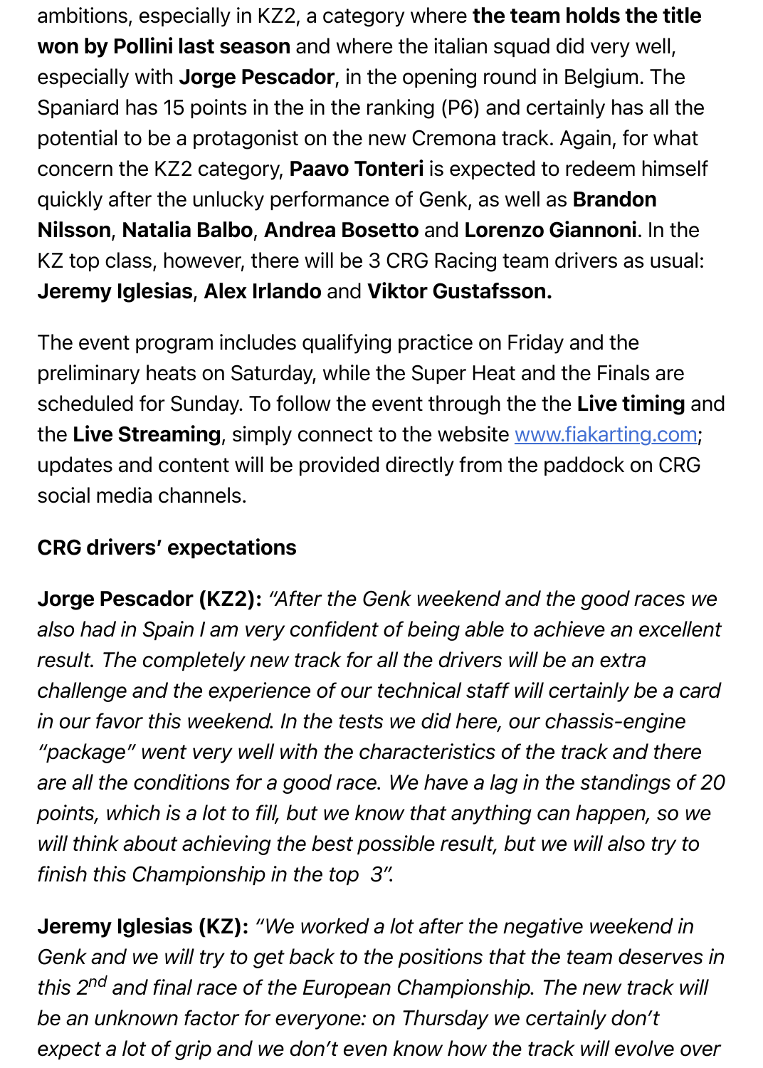ambitions, especially in KZ2, a category where **the team holds the title won by Pollini last season** and where the italian squad did very well, especially with **Jorge Pescador**, in the opening round in Belgium. The Spaniard has 15 points in the in the ranking (P6) and certainly has all the potential to be a protagonist on the new Cremona track. Again, for what concern the KZ2 category, **Paavo Tonteri** is expected to redeem himself quickly after the unlucky performance of Genk, as well as **Brandon Nilsson**, **Natalia Balbo**, **Andrea Bosetto** and **Lorenzo Giannoni**. In the KZ top class, however, there will be 3 CRG Racing team drivers as usual: **Jeremy Iglesias**, **Alex Irlando** and **Viktor Gustafsson.**

The event program includes qualifying practice on Friday and the preliminary heats on Saturday, while the Super Heat and the Finals are scheduled for Sunday. To follow the event through the the **Live timing** and the **Live Streaming**, simply connect to the website [www.fiakarting.com](http://www.fiakarting.com); updates and content will be provided directly from the paddock on CRG social media channels.

**CRG drivers' expectations**

**Jorge Pescador (KZ2):** *"After the Genk weekend and the good races we also had in Spain I am very confident of being able to achieve an excellent result. The completely new track for all the drivers will be an extra challenge and the experience of our technical staff will certainly be a card in our favor this weekend. In the tests we did here, our chassis-engine "package" went very well with the characteristics of the track and there are all the conditions for a good race. We have a lag in the standings of 20 points, which is a lot to fill, but we know that anything can happen, so we will think about achieving the best possible result, but we will also try to finish this Championship in the top 3".*

**Jeremy Iglesias (KZ):** *"We worked a lot after the negative weekend in Genk and we will try to get back to the positions that the team deserves in this 2nd and final race of the European Championship. The new track will be an unknown factor for everyone: on Thursday we certainly don't expect a lot of grip and we don't even know how the track will evolve over*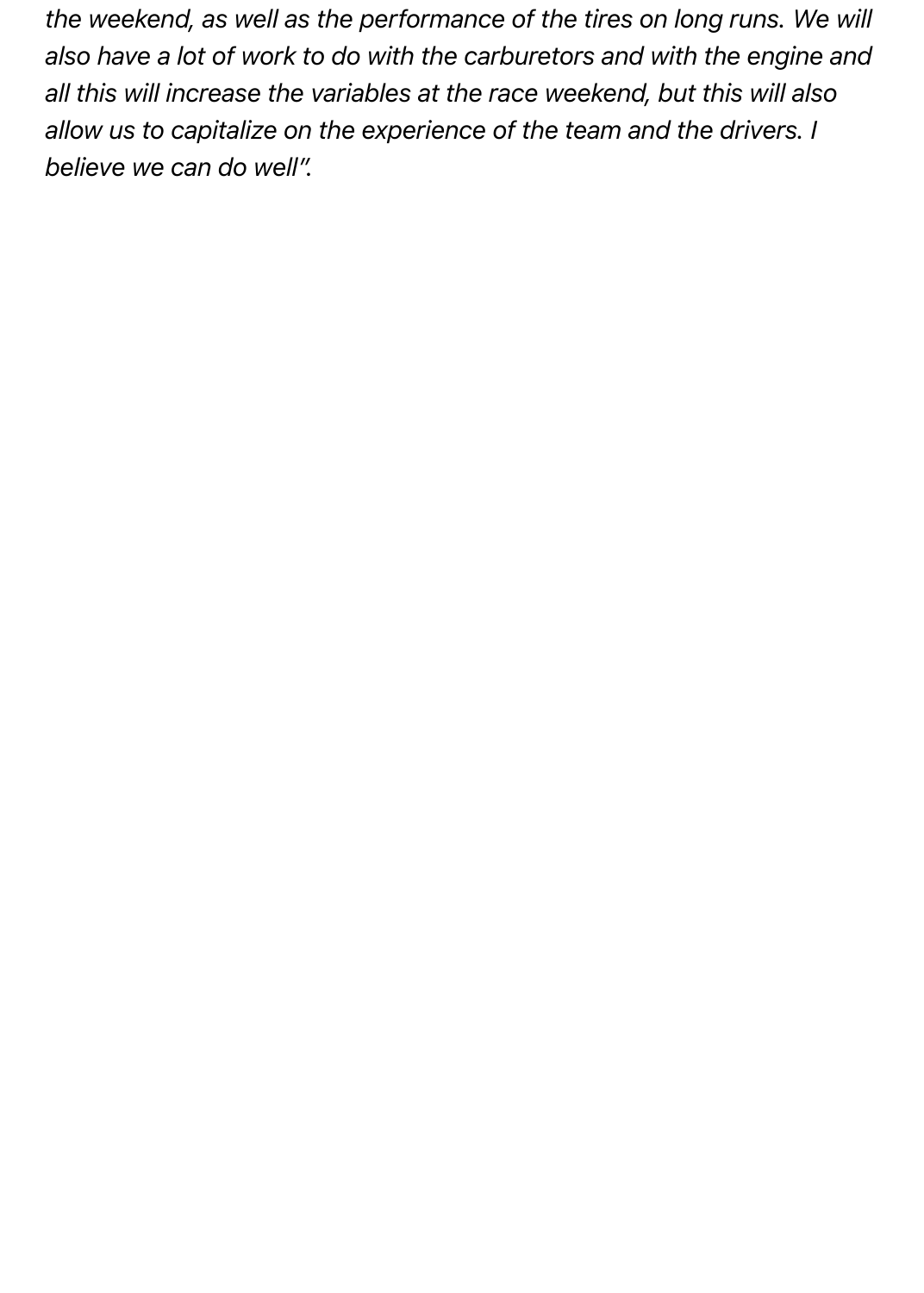*the weekend, as well as the performance of the tires on long runs. We will also have a lot of work to do with the carburetors and with the engine and all this will increase the variables at the race weekend, but this will also allow us to capitalize on the experience of the team and the drivers. I believe we can do well".*